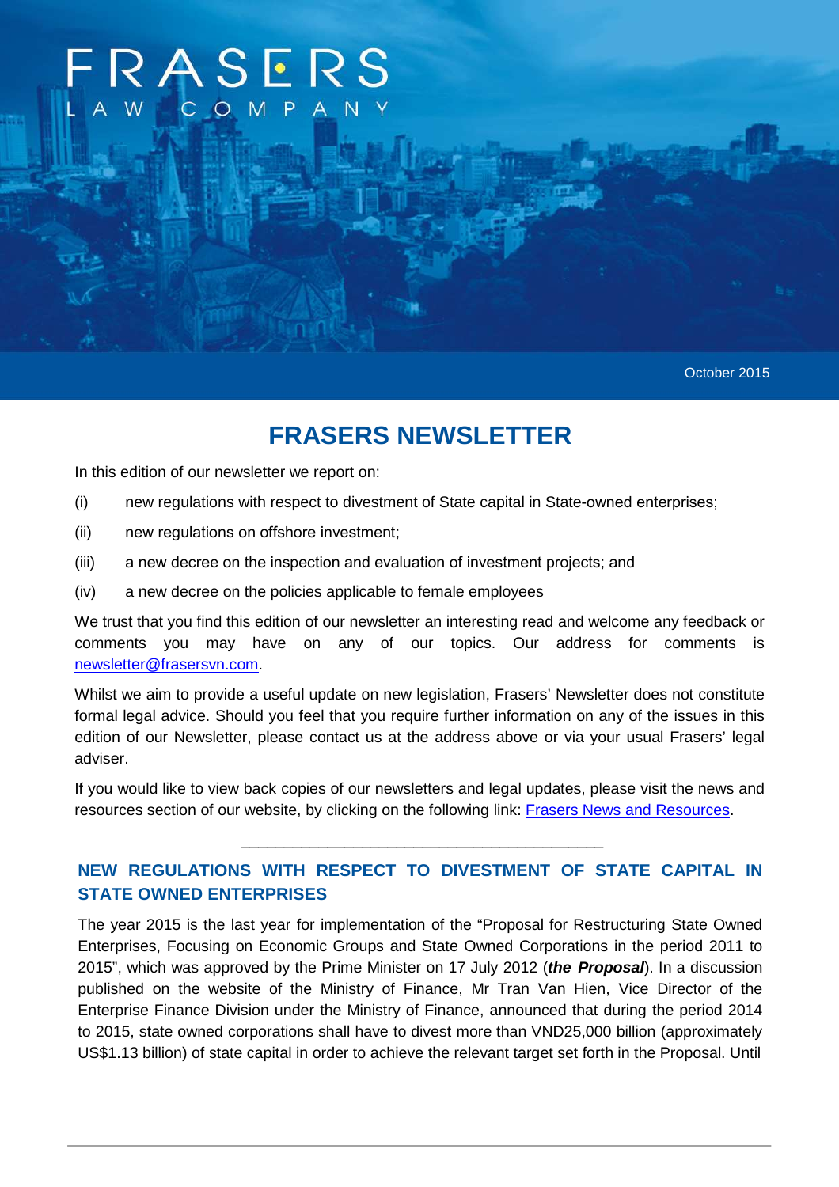FRASERS

LAW COMPANY

October 2015

# FRASERS NEWSLETTER

In this edition of our newsletter we report on:

(i) new regulations with respect to divestment of State capital in State-owned enterprises;

(ii) new regulations on offshore investment;

(iii) a new decree on the inspection and evaluation of investment projects; and

(iv) a new decree on the policies applicable to female employees

We trust that you find this edition of our newsletter an interesting read and welcome any feedback or comments you may have on any of our topics. Our address for comments is newsletter@frasersvn.com.

Whilst we aim to provide a useful update on new legislation, Frasers' Newsletter does not constitute formal legal advice. Should you feel that you require further information on any of the issues in this edition of our Newsletter, please contact us at the address above or via your usual Frasers' legal adviser.

If you would like to view back copies of our newsletters and legal updates, please visit the news and resources section of our website, by clicking on the following link: Frasers News and Resources.

---

## NEW REGULATIONS WITH RESPECT TO DIVESTMENT OF STATE CAPITAL IN STATE OWNED ENTERPRISES

The year 2015 is the last year for implementation of the "Proposal for Restructuring State Owned Enterprises, Focusing on Economic Groups and State Owned Corporations in the period 2011 to 2015", which was approved by the Prime Minister on 17 July 2012 (***the Proposal***). In a discussion published on the website of the Ministry of Finance, Mr Tran Van Hien, Vice Director of the Enterprise Finance Division under the Ministry of Finance, announced that during the period 2014 to 2015, state owned corporations shall have to divest more than VND25,000 billion (approximately US$1.13 billion) of state capital in order to achieve the relevant target set forth in the Proposal. Until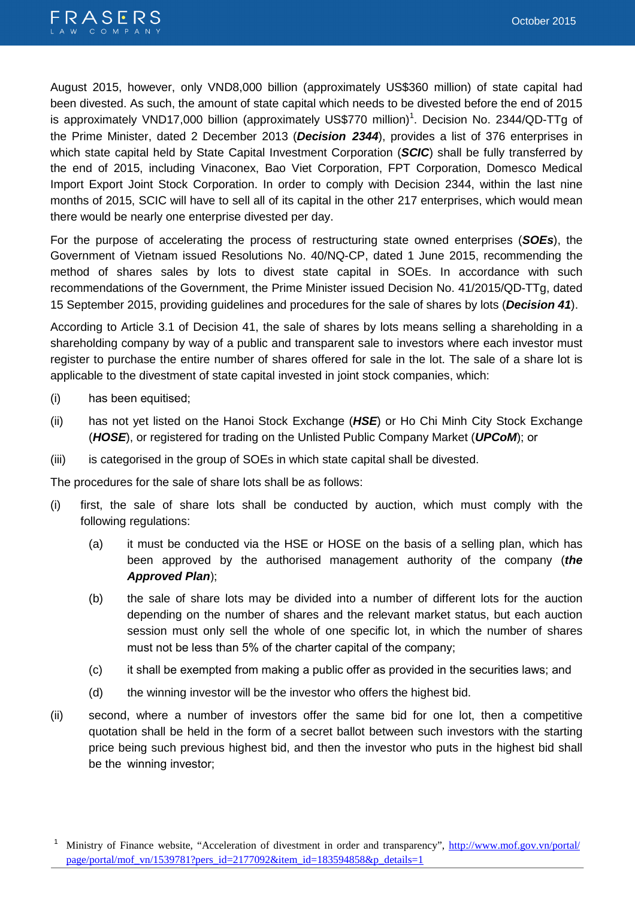August 2015, however, only VND8,000 billion (approximately US$360 million) of state capital had been divested. As such, the amount of state capital which needs to be divested before the end of 2015 is approximately VND17,000 billion (approximately US$770 million)[1]. Decision No. 2344/QD-TTg of the Prime Minister, dated 2 December 2013 (***Decision 2344***), provides a list of 376 enterprises in which state capital held by State Capital Investment Corporation (***SCIC***) shall be fully transferred by the end of 2015, including Vinaconex, Bao Viet Corporation, FPT Corporation, Domesco Medical Import Export Joint Stock Corporation. In order to comply with Decision 2344, within the last nine months of 2015, SCIC will have to sell all of its capital in the other 217 enterprises, which would mean there would be nearly one enterprise divested per day.

For the purpose of accelerating the process of restructuring state owned enterprises (***SOEs***), the Government of Vietnam issued Resolutions No. 40/NQ-CP, dated 1 June 2015, recommending the method of shares sales by lots to divest state capital in SOEs. In accordance with such recommendations of the Government, the Prime Minister issued Decision No. 41/2015/QD-TTg, dated 15 September 2015, providing guidelines and procedures for the sale of shares by lots (***Decision 41***).

According to Article 3.1 of Decision 41, the sale of shares by lots means selling a shareholding in a shareholding company by way of a public and transparent sale to investors where each investor must register to purchase the entire number of shares offered for sale in the lot. The sale of a share lot is applicable to the divestment of state capital invested in joint stock companies, which:

(i) has been equitised;

(ii) has not yet listed on the Hanoi Stock Exchange (***HSE***) or Ho Chi Minh City Stock Exchange (***HOSE***), or registered for trading on the Unlisted Public Company Market (***UPCoM***); or

(iii) is categorised in the group of SOEs in which state capital shall be divested.

The procedures for the sale of share lots shall be as follows:

(i) first, the sale of share lots shall be conducted by auction, which must comply with the following regulations:

  (a) it must be conducted via the HSE or HOSE on the basis of a selling plan, which has been approved by the authorised management authority of the company (***the Approved Plan***);

  (b) the sale of share lots may be divided into a number of different lots for the auction depending on the number of shares and the relevant market status, but each auction session must only sell the whole of one specific lot, in which the number of shares must not be less than 5% of the charter capital of the company;

  (c) it shall be exempted from making a public offer as provided in the securities laws; and

  (d) the winning investor will be the investor who offers the highest bid.

(ii) second, where a number of investors offer the same bid for one lot, then a competitive quotation shall be held in the form of a secret ballot between such investors with the starting price being such previous highest bid, and then the investor who puts in the highest bid shall be the winning investor;

[1] Ministry of Finance website, "Acceleration of divestment in order and transparency", http://www.mof.gov.vn/portal/page/portal/mof_vn/1539781?pers_id=2177092&item_id=183594858&p_details=1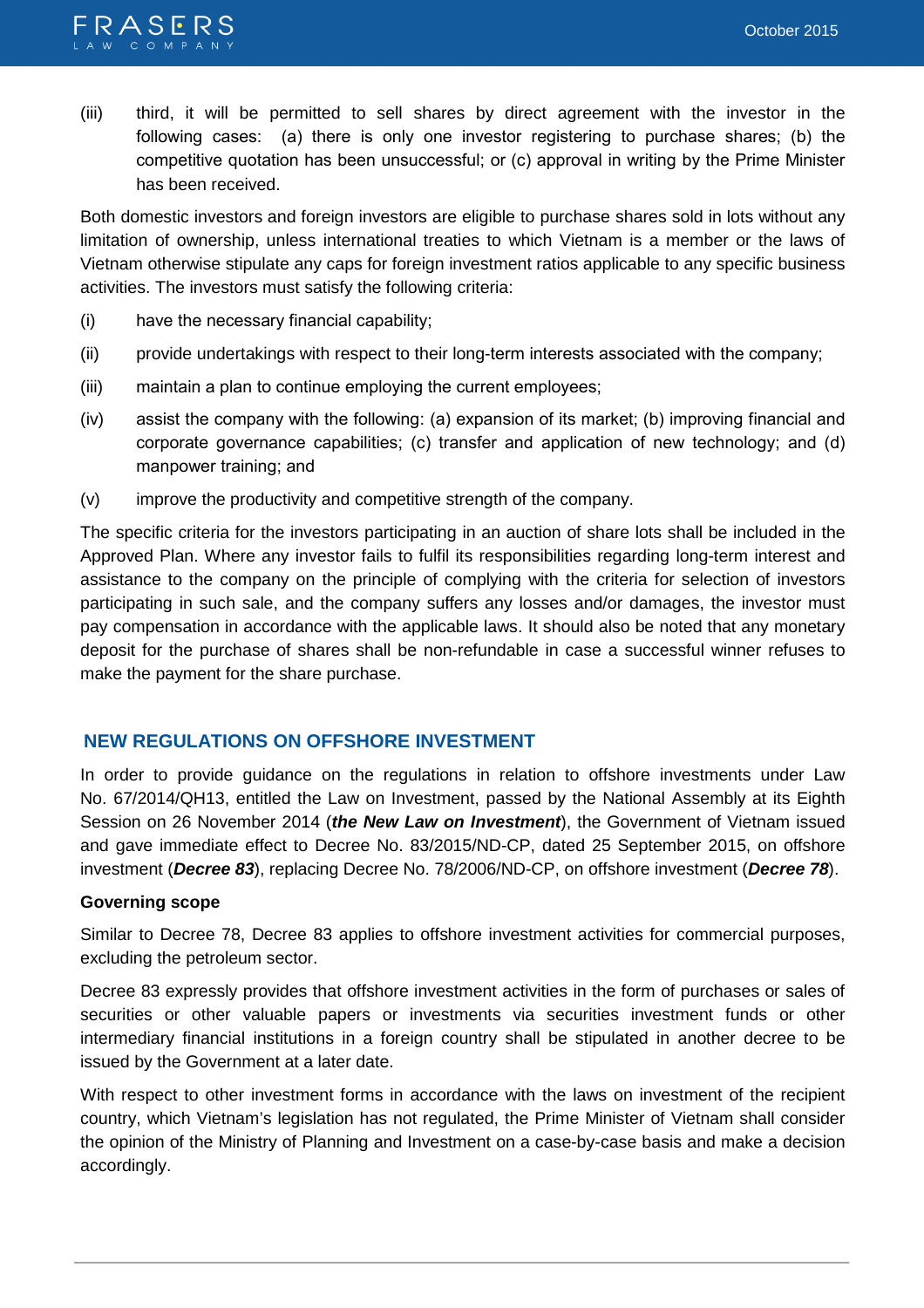(iii) third, it will be permitted to sell shares by direct agreement with the investor in the following cases: (a) there is only one investor registering to purchase shares; (b) the competitive quotation has been unsuccessful; or (c) approval in writing by the Prime Minister has been received.

Both domestic investors and foreign investors are eligible to purchase shares sold in lots without any limitation of ownership, unless international treaties to which Vietnam is a member or the laws of Vietnam otherwise stipulate any caps for foreign investment ratios applicable to any specific business activities. The investors must satisfy the following criteria:

(i) have the necessary financial capability;

(ii) provide undertakings with respect to their long-term interests associated with the company;

(iii) maintain a plan to continue employing the current employees;

(iv) assist the company with the following: (a) expansion of its market; (b) improving financial and corporate governance capabilities; (c) transfer and application of new technology; and (d) manpower training; and

(v) improve the productivity and competitive strength of the company.

The specific criteria for the investors participating in an auction of share lots shall be included in the Approved Plan. Where any investor fails to fulfil its responsibilities regarding long-term interest and assistance to the company on the principle of complying with the criteria for selection of investors participating in such sale, and the company suffers any losses and/or damages, the investor must pay compensation in accordance with the applicable laws. It should also be noted that any monetary deposit for the purchase of shares shall be non-refundable in case a successful winner refuses to make the payment for the share purchase.

## NEW REGULATIONS ON OFFSHORE INVESTMENT

In order to provide guidance on the regulations in relation to offshore investments under Law No. 67/2014/QH13, entitled the Law on Investment, passed by the National Assembly at its Eighth Session on 26 November 2014 (***the New Law on Investment***), the Government of Vietnam issued and gave immediate effect to Decree No. 83/2015/ND-CP, dated 25 September 2015, on offshore investment (***Decree 83***), replacing Decree No. 78/2006/ND-CP, on offshore investment (***Decree 78***).

**Governing scope**

Similar to Decree 78, Decree 83 applies to offshore investment activities for commercial purposes, excluding the petroleum sector.

Decree 83 expressly provides that offshore investment activities in the form of purchases or sales of securities or other valuable papers or investments via securities investment funds or other intermediary financial institutions in a foreign country shall be stipulated in another decree to be issued by the Government at a later date.

With respect to other investment forms in accordance with the laws on investment of the recipient country, which Vietnam's legislation has not regulated, the Prime Minister of Vietnam shall consider the opinion of the Ministry of Planning and Investment on a case-by-case basis and make a decision accordingly.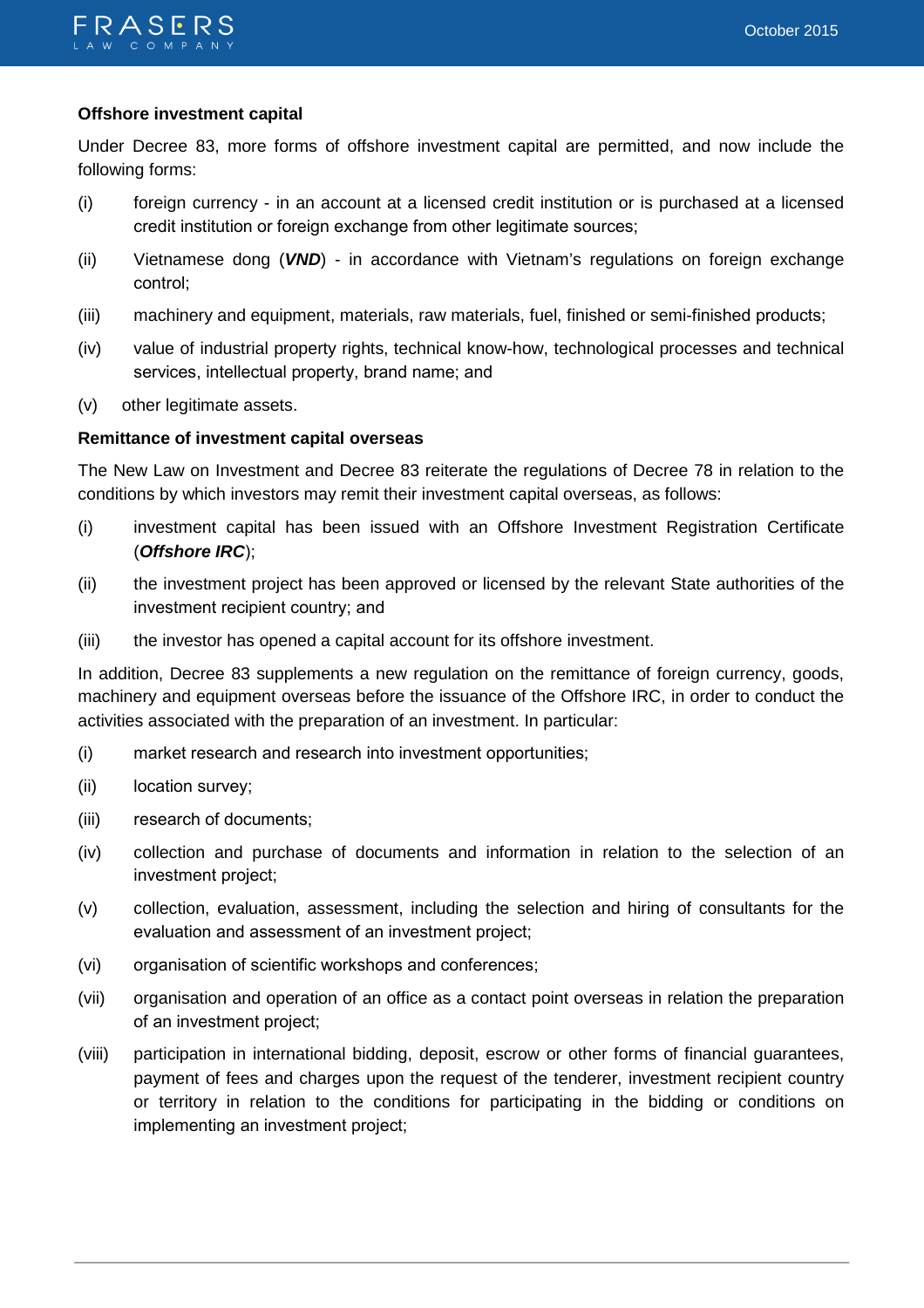**Offshore investment capital**

Under Decree 83, more forms of offshore investment capital are permitted, and now include the following forms:

(i) foreign currency - in an account at a licensed credit institution or is purchased at a licensed credit institution or foreign exchange from other legitimate sources;

(ii) Vietnamese dong (***VND***) - in accordance with Vietnam's regulations on foreign exchange control;

(iii) machinery and equipment, materials, raw materials, fuel, finished or semi-finished products;

(iv) value of industrial property rights, technical know-how, technological processes and technical services, intellectual property, brand name; and

(v) other legitimate assets.

**Remittance of investment capital overseas**

The New Law on Investment and Decree 83 reiterate the regulations of Decree 78 in relation to the conditions by which investors may remit their investment capital overseas, as follows:

(i) investment capital has been issued with an Offshore Investment Registration Certificate (***Offshore IRC***);

(ii) the investment project has been approved or licensed by the relevant State authorities of the investment recipient country; and

(iii) the investor has opened a capital account for its offshore investment.

In addition, Decree 83 supplements a new regulation on the remittance of foreign currency, goods, machinery and equipment overseas before the issuance of the Offshore IRC, in order to conduct the activities associated with the preparation of an investment. In particular:

(i) market research and research into investment opportunities;

(ii) location survey;

(iii) research of documents;

(iv) collection and purchase of documents and information in relation to the selection of an investment project;

(v) collection, evaluation, assessment, including the selection and hiring of consultants for the evaluation and assessment of an investment project;

(vi) organisation of scientific workshops and conferences;

(vii) organisation and operation of an office as a contact point overseas in relation the preparation of an investment project;

(viii) participation in international bidding, deposit, escrow or other forms of financial guarantees, payment of fees and charges upon the request of the tenderer, investment recipient country or territory in relation to the conditions for participating in the bidding or conditions on implementing an investment project;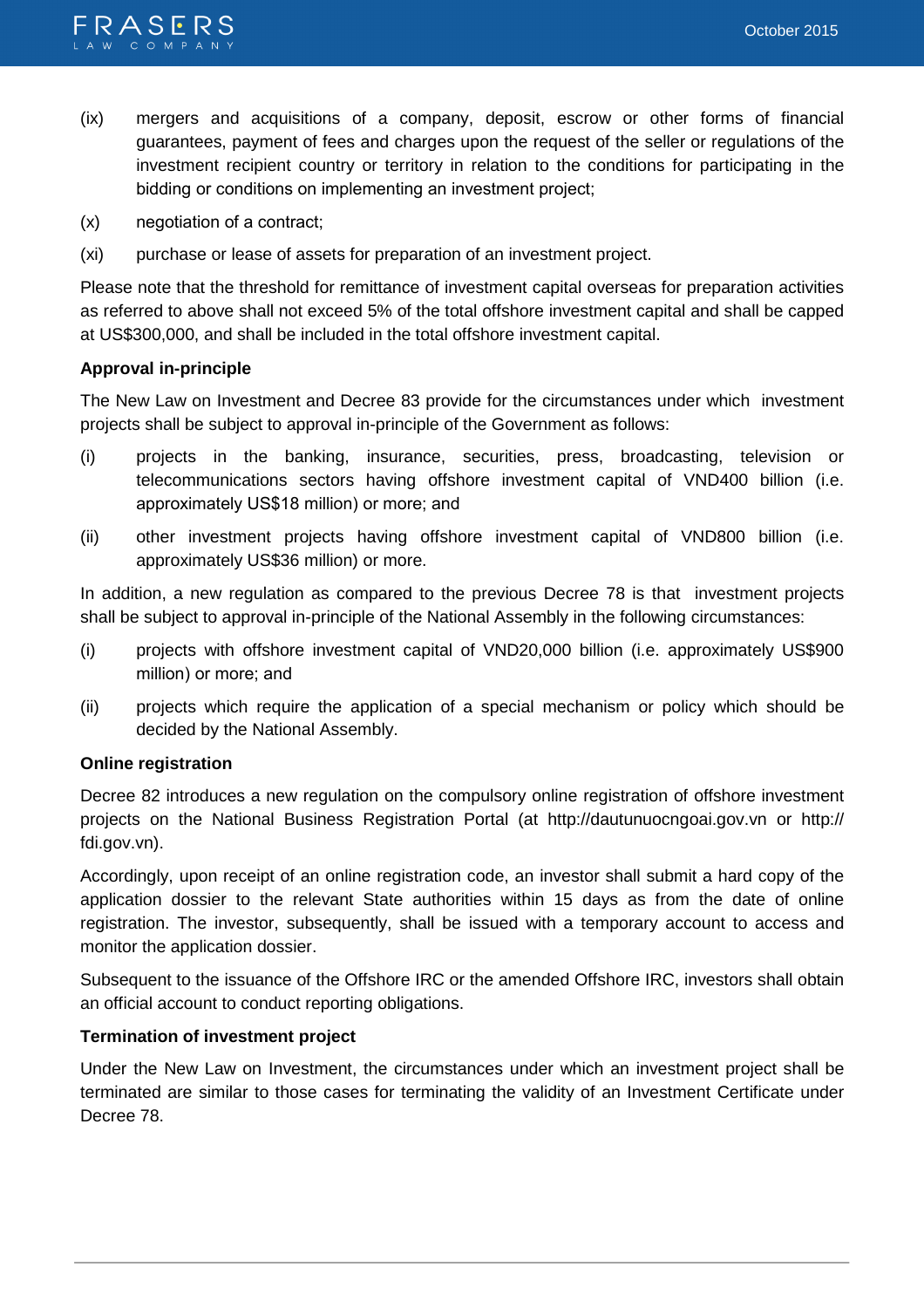(ix) mergers and acquisitions of a company, deposit, escrow or other forms of financial guarantees, payment of fees and charges upon the request of the seller or regulations of the investment recipient country or territory in relation to the conditions for participating in the bidding or conditions on implementing an investment project;

(x) negotiation of a contract;

(xi) purchase or lease of assets for preparation of an investment project.

Please note that the threshold for remittance of investment capital overseas for preparation activities as referred to above shall not exceed 5% of the total offshore investment capital and shall be capped at US$300,000, and shall be included in the total offshore investment capital.

**Approval in-principle**

The New Law on Investment and Decree 83 provide for the circumstances under which investment projects shall be subject to approval in-principle of the Government as follows:

(i) projects in the banking, insurance, securities, press, broadcasting, television or telecommunications sectors having offshore investment capital of VND400 billion (i.e. approximately US$18 million) or more; and

(ii) other investment projects having offshore investment capital of VND800 billion (i.e. approximately US$36 million) or more.

In addition, a new regulation as compared to the previous Decree 78 is that investment projects shall be subject to approval in-principle of the National Assembly in the following circumstances:

(i) projects with offshore investment capital of VND20,000 billion (i.e. approximately US$900 million) or more; and

(ii) projects which require the application of a special mechanism or policy which should be decided by the National Assembly.

**Online registration**

Decree 82 introduces a new regulation on the compulsory online registration of offshore investment projects on the National Business Registration Portal (at http://dautunuocngoai.gov.vn or http://fdi.gov.vn).

Accordingly, upon receipt of an online registration code, an investor shall submit a hard copy of the application dossier to the relevant State authorities within 15 days as from the date of online registration. The investor, subsequently, shall be issued with a temporary account to access and monitor the application dossier.

Subsequent to the issuance of the Offshore IRC or the amended Offshore IRC, investors shall obtain an official account to conduct reporting obligations.

**Termination of investment project**

Under the New Law on Investment, the circumstances under which an investment project shall be terminated are similar to those cases for terminating the validity of an Investment Certificate under Decree 78.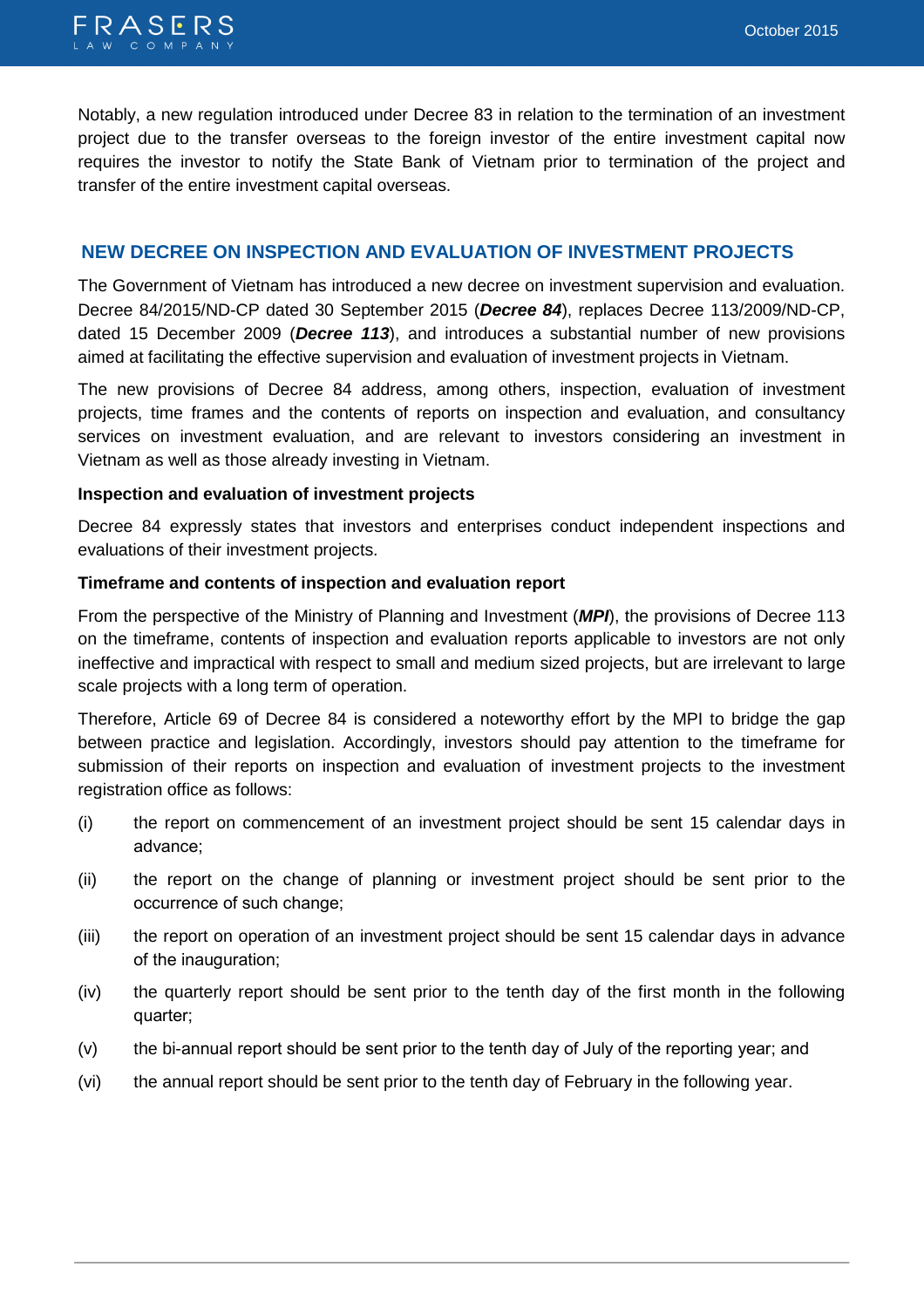Notably, a new regulation introduced under Decree 83 in relation to the termination of an investment project due to the transfer overseas to the foreign investor of the entire investment capital now requires the investor to notify the State Bank of Vietnam prior to termination of the project and transfer of the entire investment capital overseas.

## NEW DECREE ON INSPECTION AND EVALUATION OF INVESTMENT PROJECTS

The Government of Vietnam has introduced a new decree on investment supervision and evaluation. Decree 84/2015/ND-CP dated 30 September 2015 (***Decree 84***), replaces Decree 113/2009/ND-CP, dated 15 December 2009 (***Decree 113***), and introduces a substantial number of new provisions aimed at facilitating the effective supervision and evaluation of investment projects in Vietnam.

The new provisions of Decree 84 address, among others, inspection, evaluation of investment projects, time frames and the contents of reports on inspection and evaluation, and consultancy services on investment evaluation, and are relevant to investors considering an investment in Vietnam as well as those already investing in Vietnam.

**Inspection and evaluation of investment projects**

Decree 84 expressly states that investors and enterprises conduct independent inspections and evaluations of their investment projects.

**Timeframe and contents of inspection and evaluation report**

From the perspective of the Ministry of Planning and Investment (***MPI***), the provisions of Decree 113 on the timeframe, contents of inspection and evaluation reports applicable to investors are not only ineffective and impractical with respect to small and medium sized projects, but are irrelevant to large scale projects with a long term of operation.

Therefore, Article 69 of Decree 84 is considered a noteworthy effort by the MPI to bridge the gap between practice and legislation. Accordingly, investors should pay attention to the timeframe for submission of their reports on inspection and evaluation of investment projects to the investment registration office as follows:

(i) the report on commencement of an investment project should be sent 15 calendar days in advance;

(ii) the report on the change of planning or investment project should be sent prior to the occurrence of such change;

(iii) the report on operation of an investment project should be sent 15 calendar days in advance of the inauguration;

(iv) the quarterly report should be sent prior to the tenth day of the first month in the following quarter;

(v) the bi-annual report should be sent prior to the tenth day of July of the reporting year; and

(vi) the annual report should be sent prior to the tenth day of February in the following year.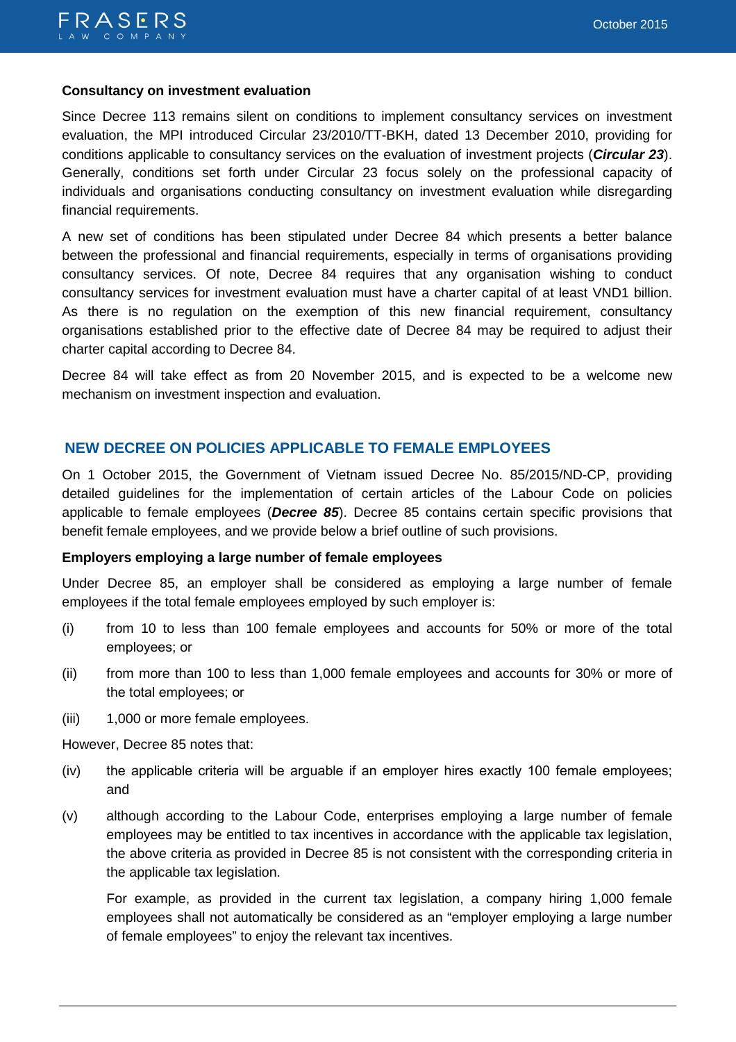**Consultancy on investment evaluation**

Since Decree 113 remains silent on conditions to implement consultancy services on investment evaluation, the MPI introduced Circular 23/2010/TT-BKH, dated 13 December 2010, providing for conditions applicable to consultancy services on the evaluation of investment projects (***Circular 23***). Generally, conditions set forth under Circular 23 focus solely on the professional capacity of individuals and organisations conducting consultancy on investment evaluation while disregarding financial requirements.

A new set of conditions has been stipulated under Decree 84 which presents a better balance between the professional and financial requirements, especially in terms of organisations providing consultancy services. Of note, Decree 84 requires that any organisation wishing to conduct consultancy services for investment evaluation must have a charter capital of at least VND1 billion. As there is no regulation on the exemption of this new financial requirement, consultancy organisations established prior to the effective date of Decree 84 may be required to adjust their charter capital according to Decree 84.

Decree 84 will take effect as from 20 November 2015, and is expected to be a welcome new mechanism on investment inspection and evaluation.

## NEW DECREE ON POLICIES APPLICABLE TO FEMALE EMPLOYEES

On 1 October 2015, the Government of Vietnam issued Decree No. 85/2015/ND-CP, providing detailed guidelines for the implementation of certain articles of the Labour Code on policies applicable to female employees (***Decree 85***). Decree 85 contains certain specific provisions that benefit female employees, and we provide below a brief outline of such provisions.

**Employers employing a large number of female employees**

Under Decree 85, an employer shall be considered as employing a large number of female employees if the total female employees employed by such employer is:

(i) from 10 to less than 100 female employees and accounts for 50% or more of the total employees; or

(ii) from more than 100 to less than 1,000 female employees and accounts for 30% or more of the total employees; or

(iii) 1,000 or more female employees.

However, Decree 85 notes that:

(iv) the applicable criteria will be arguable if an employer hires exactly 100 female employees; and

(v) although according to the Labour Code, enterprises employing a large number of female employees may be entitled to tax incentives in accordance with the applicable tax legislation, the above criteria as provided in Decree 85 is not consistent with the corresponding criteria in the applicable tax legislation.

For example, as provided in the current tax legislation, a company hiring 1,000 female employees shall not automatically be considered as an "employer employing a large number of female employees" to enjoy the relevant tax incentives.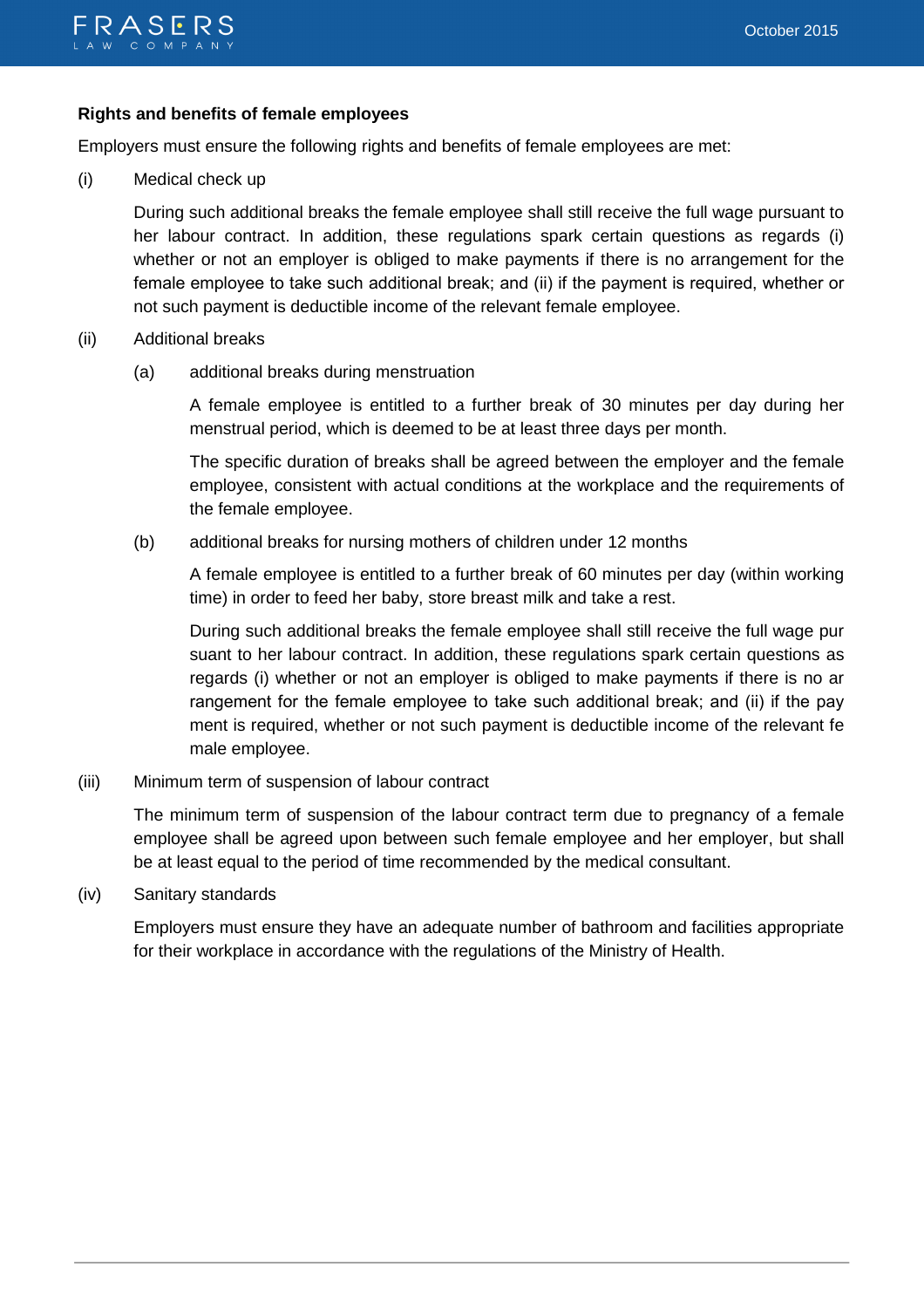**Rights and benefits of female employees**

Employers must ensure the following rights and benefits of female employees are met:

(i) Medical check up

During such additional breaks the female employee shall still receive the full wage pursuant to her labour contract. In addition, these regulations spark certain questions as regards (i) whether or not an employer is obliged to make payments if there is no arrangement for the female employee to take such additional break; and (ii) if the payment is required, whether or not such payment is deductible income of the relevant female employee.

(ii) Additional breaks

(a) additional breaks during menstruation

A female employee is entitled to a further break of 30 minutes per day during her menstrual period, which is deemed to be at least three days per month.

The specific duration of breaks shall be agreed between the employer and the female employee, consistent with actual conditions at the workplace and the requirements of the female employee.

(b) additional breaks for nursing mothers of children under 12 months

A female employee is entitled to a further break of 60 minutes per day (within working time) in order to feed her baby, store breast milk and take a rest.

During such additional breaks the female employee shall still receive the full wage pursuant to her labour contract. In addition, these regulations spark certain questions as regards (i) whether or not an employer is obliged to make payments if there is no arrangement for the female employee to take such additional break; and (ii) if the payment is required, whether or not such payment is deductible income of the relevant female employee.

(iii) Minimum term of suspension of labour contract

The minimum term of suspension of the labour contract term due to pregnancy of a female employee shall be agreed upon between such female employee and her employer, but shall be at least equal to the period of time recommended by the medical consultant.

(iv) Sanitary standards

Employers must ensure they have an adequate number of bathroom and facilities appropriate for their workplace in accordance with the regulations of the Ministry of Health.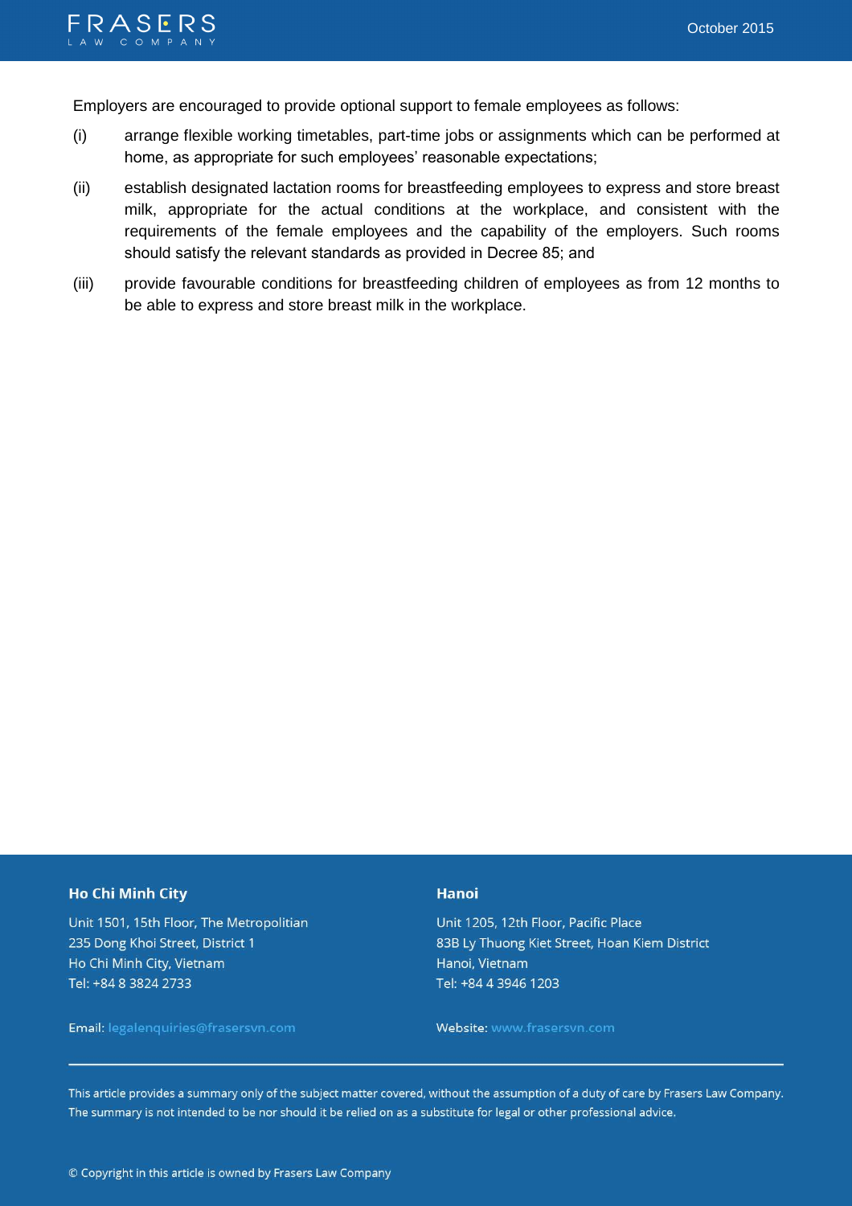Employers are encouraged to provide optional support to female employees as follows:

(i) arrange flexible working timetables, part-time jobs or assignments which can be performed at home, as appropriate for such employees' reasonable expectations;

(ii) establish designated lactation rooms for breastfeeding employees to express and store breast milk, appropriate for the actual conditions at the workplace, and consistent with the requirements of the female employees and the capability of the employers. Such rooms should satisfy the relevant standards as provided in Decree 85; and

(iii) provide favourable conditions for breastfeeding children of employees as from 12 months to be able to express and store breast milk in the workplace.

**Ho Chi Minh City**

Unit 1501, 15th Floor, The Metropolitian
235 Dong Khoi Street, District 1
Ho Chi Minh City, Vietnam
Tel: +84 8 3824 2733

**Hanoi**

Unit 1205, 12th Floor, Pacific Place
83B Ly Thuong Kiet Street, Hoan Kiem District
Hanoi, Vietnam
Tel: +84 4 3946 1203

Email: legalenquiries@frasersvn.com

Website: www.frasersvn.com

This article provides a summary only of the subject matter covered, without the assumption of a duty of care by Frasers Law Company. The summary is not intended to be nor should it be relied on as a substitute for legal or other professional advice.

© Copyright in this article is owned by Frasers Law Company